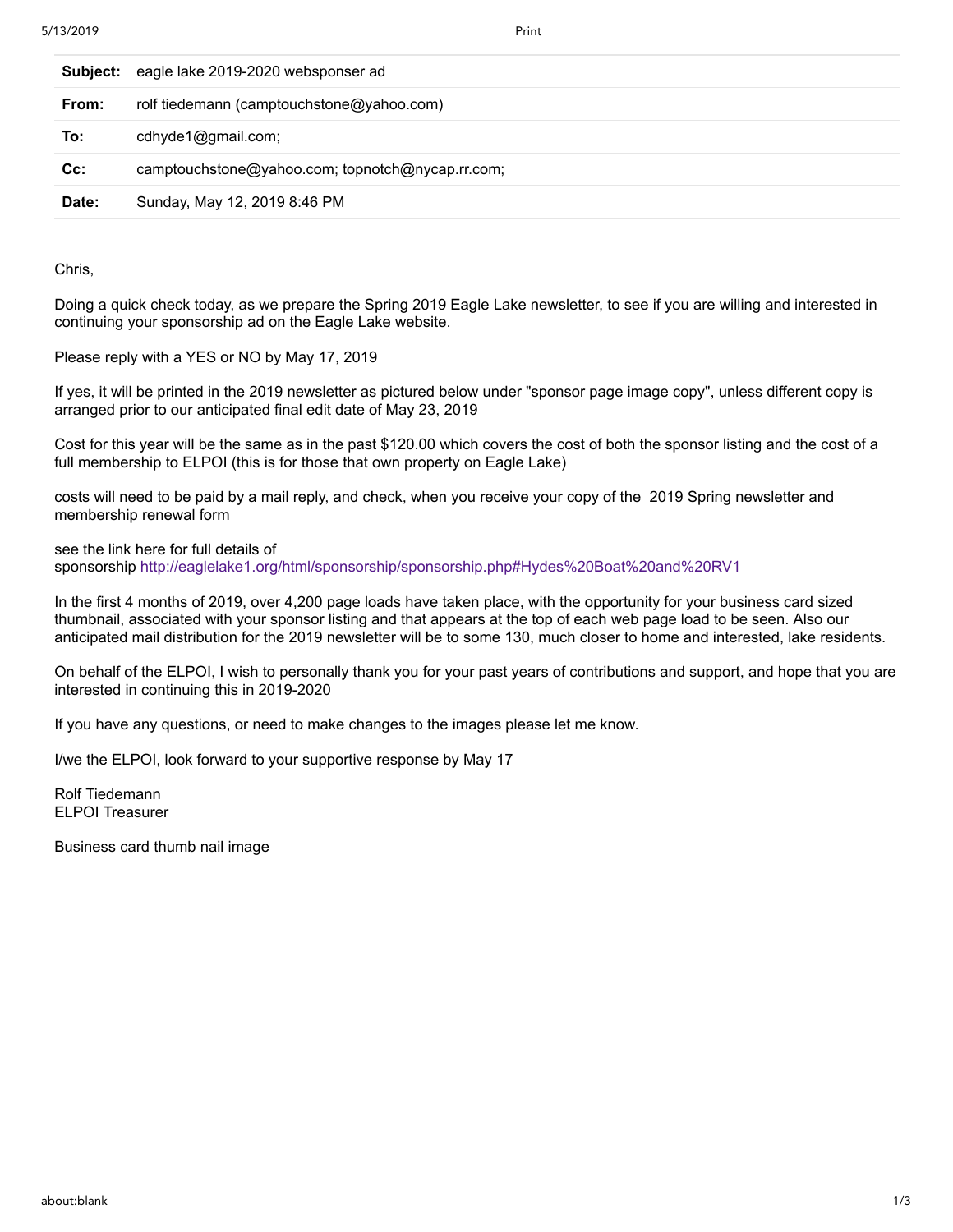| | |
|---|---|
| **Subject:** | eagle lake 2019-2020 websponser ad |
| **From:** | rolf tiedemann (camptouchstone@yahoo.com) |
| **To:** | cdhyde1@gmail.com; |
| **Cc:** | camptouchstone@yahoo.com; topnotch@nycap.rr.com; |
| **Date:** | Sunday, May 12, 2019 8:46 PM |

Chris,

Doing a quick check today, as we prepare the Spring 2019 Eagle Lake newsletter, to see if you are willing and interested in continuing your sponsorship ad on the Eagle Lake website.

Please reply with a YES or NO by May 17, 2019

If yes, it will be printed in the 2019 newsletter as pictured below under "sponsor page image copy", unless different copy is arranged prior to our anticipated final edit date of May 23, 2019

Cost for this year will be the same as in the past $120.00 which covers the cost of both the sponsor listing and the cost of a full membership to ELPOI (this is for those that own property on Eagle Lake)

costs will need to be paid by a mail reply, and check, when you receive your copy of the 2019 Spring newsletter and membership renewal form

see the link here for full details of sponsorship http://eaglelake1.org/html/sponsorship/sponsorship.php#Hydes%20Boat%20and%20RV1

In the first 4 months of 2019, over 4,200 page loads have taken place, with the opportunity for your business card sized thumbnail, associated with your sponsor listing and that appears at the top of each web page load to be seen. Also our anticipated mail distribution for the 2019 newsletter will be to some 130, much closer to home and interested, lake residents.

On behalf of the ELPOI, I wish to personally thank you for your past years of contributions and support, and hope that you are interested in continuing this in 2019-2020

If you have any questions, or need to make changes to the images please let me know.

I/we the ELPOI, look forward to your supportive response by May 17

Rolf Tiedemann
ELPOI Treasurer

Business card thumb nail image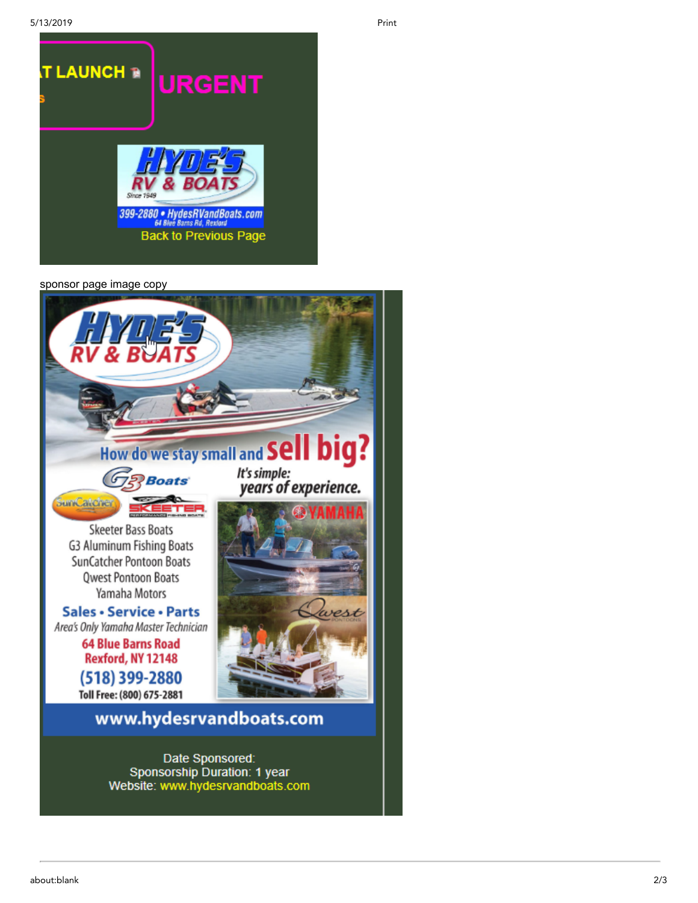T LAUNCH

URGENT

HYDE'S RV & BOATS
Since 1949
399-2880 • HydesRVandBoats.com
64 Blue Barns Rd, Rexford

Back to Previous Page

sponsor page image copy

HYDE'S RV & BOATS

How do we stay small and sell big?

It's simple: years of experience.

G3 Boats

SunCatcher

SKEETER

YAMAHA

Qwest

Skeeter Bass Boats
G3 Aluminum Fishing Boats
SunCatcher Pontoon Boats
Qwest Pontoon Boats
Yamaha Motors

Sales • Service • Parts

*Area's Only Yamaha Master Technician*

64 Blue Barns Road
Rexford, NY 12148

(518) 399-2880

Toll Free: (800) 675-2881

www.hydesrvandboats.com

Date Sponsored:
Sponsorship Duration: 1 year
Website: www.hydesrvandboats.com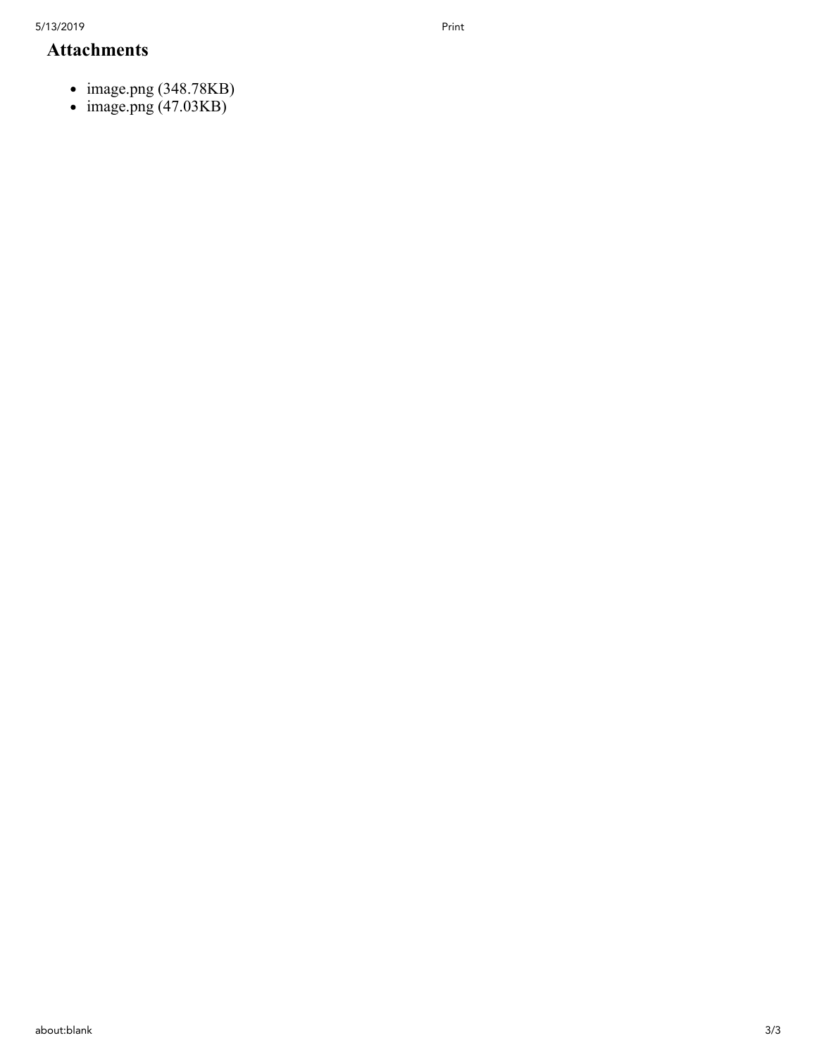## Attachments

- image.png (348.78KB)
- image.png (47.03KB)